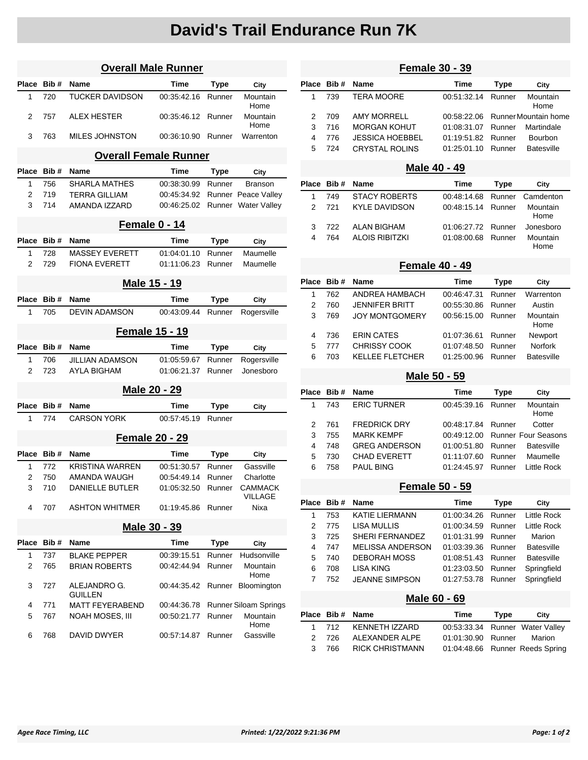# David's Trail Endurance Run 7K

## Overall Male Runner

| Place | Bib # | Name | Time | Type | City |
|---|---|---|---|---|---|
| 1 | 720 | TUCKER DAVIDSON | 00:35:42.16 | Runner | Mountain Home |
| 2 | 757 | ALEX HESTER | 00:35:46.12 | Runner | Mountain Home |
| 3 | 763 | MILES JOHNSTON | 00:36:10.90 | Runner | Warrenton |

## Overall Female Runner

| Place | Bib # | Name | Time | Type | City |
|---|---|---|---|---|---|
| 1 | 756 | SHARLA MATHES | 00:38:30.99 | Runner | Branson |
| 2 | 719 | TERRA GILLIAM | 00:45:34.92 | Runner | Peace Valley |
| 3 | 714 | AMANDA IZZARD | 00:46:25.02 | Runner | Water Valley |

## Female 0 - 14

| Place | Bib # | Name | Time | Type | City |
|---|---|---|---|---|---|
| 1 | 728 | MASSEY EVERETT | 01:04:01.10 | Runner | Maumelle |
| 2 | 729 | FIONA EVERETT | 01:11:06.23 | Runner | Maumelle |

## Male 15 - 19

| Place | Bib # | Name | Time | Type | City |
|---|---|---|---|---|---|
| 1 | 705 | DEVIN ADAMSON | 00:43:09.44 | Runner | Rogersville |

## Female 15 - 19

| Place | Bib # | Name | Time | Type | City |
|---|---|---|---|---|---|
| 1 | 706 | JILLIAN ADAMSON | 01:05:59.67 | Runner | Rogersville |
| 2 | 723 | AYLA BIGHAM | 01:06:21.37 | Runner | Jonesboro |

## Male 20 - 29

| Place | Bib # | Name | Time | Type | City |
|---|---|---|---|---|---|
| 1 | 774 | CARSON YORK | 00:57:45.19 | Runner | |

## Female 20 - 29

| Place | Bib # | Name | Time | Type | City |
|---|---|---|---|---|---|
| 1 | 772 | KRISTINA WARREN | 00:51:30.57 | Runner | Gassville |
| 2 | 750 | AMANDA WAUGH | 00:54:49.14 | Runner | Charlotte |
| 3 | 710 | DANIELLE BUTLER | 01:05:32.50 | Runner | CAMMACK VILLAGE |
| 4 | 707 | ASHTON WHITMER | 01:19:45.86 | Runner | Nixa |

## Male 30 - 39

| Place | Bib # | Name | Time | Type | City |
|---|---|---|---|---|---|
| 1 | 737 | BLAKE PEPPER | 00:39:15.51 | Runner | Hudsonville |
| 2 | 765 | BRIAN ROBERTS | 00:42:44.94 | Runner | Mountain Home |
| 3 | 727 | ALEJANDRO G. GUILLEN | 00:44:35.42 | Runner | Bloomington |
| 4 | 771 | MATT FEYERABEND | 00:44:36.78 | Runner | Siloam Springs |
| 5 | 767 | NOAH MOSES, III | 00:50:21.77 | Runner | Mountain Home |
| 6 | 768 | DAVID DWYER | 00:57:14.87 | Runner | Gassville |

## Female 30 - 39

| Place | Bib # | Name | Time | Type | City |
|---|---|---|---|---|---|
| 1 | 739 | TERA MOORE | 00:51:32.14 | Runner | Mountain Home |
| 2 | 709 | AMY MORRELL | 00:58:22.06 | Runner | Mountain home |
| 3 | 716 | MORGAN KOHUT | 01:08:31.07 | Runner | Martindale |
| 4 | 776 | JESSICA HOEBBEL | 01:19:51.82 | Runner | Bourbon |
| 5 | 724 | CRYSTAL ROLINS | 01:25:01.10 | Runner | Batesville |

## Male 40 - 49

| Place | Bib # | Name | Time | Type | City |
|---|---|---|---|---|---|
| 1 | 749 | STACY ROBERTS | 00:48:14.68 | Runner | Camdenton |
| 2 | 721 | KYLE DAVIDSON | 00:48:15.14 | Runner | Mountain Home |
| 3 | 722 | ALAN BIGHAM | 01:06:27.72 | Runner | Jonesboro |
| 4 | 764 | ALOIS RIBITZKI | 01:08:00.68 | Runner | Mountain Home |

## Female 40 - 49

| Place | Bib # | Name | Time | Type | City |
|---|---|---|---|---|---|
| 1 | 762 | ANDREA HAMBACH | 00:46:47.31 | Runner | Warrenton |
| 2 | 760 | JENNIFER BRITT | 00:55:30.86 | Runner | Austin |
| 3 | 769 | JOY MONTGOMERY | 00:56:15.00 | Runner | Mountain Home |
| 4 | 736 | ERIN CATES | 01:07:36.61 | Runner | Newport |
| 5 | 777 | CHRISSY COOK | 01:07:48.50 | Runner | Norfork |
| 6 | 703 | KELLEE FLETCHER | 01:25:00.96 | Runner | Batesville |

## Male 50 - 59

| Place | Bib # | Name | Time | Type | City |
|---|---|---|---|---|---|
| 1 | 743 | ERIC TURNER | 00:45:39.16 | Runner | Mountain Home |
| 2 | 761 | FREDRICK DRY | 00:48:17.84 | Runner | Cotter |
| 3 | 755 | MARK KEMPF | 00:49:12.00 | Runner | Four Seasons |
| 4 | 748 | GREG ANDERSON | 01:00:51.80 | Runner | Batesville |
| 5 | 730 | CHAD EVERETT | 01:11:07.60 | Runner | Maumelle |
| 6 | 758 | PAUL BING | 01:24:45.97 | Runner | Little Rock |

## Female 50 - 59

| Place | Bib # | Name | Time | Type | City |
|---|---|---|---|---|---|
| 1 | 753 | KATIE LIERMANN | 01:00:34.26 | Runner | Little Rock |
| 2 | 775 | LISA MULLIS | 01:00:34.59 | Runner | Little Rock |
| 3 | 725 | SHERI FERNANDEZ | 01:01:31.99 | Runner | Marion |
| 4 | 747 | MELISSA ANDERSON | 01:03:39.36 | Runner | Batesville |
| 5 | 740 | DEBORAH MOSS | 01:08:51.43 | Runner | Batesville |
| 6 | 708 | LISA KING | 01:23:03.50 | Runner | Springfield |
| 7 | 752 | JEANNE SIMPSON | 01:27:53.78 | Runner | Springfield |

## Male 60 - 69

| Place | Bib # | Name | Time | Type | City |
|---|---|---|---|---|---|
| 1 | 712 | KENNETH IZZARD | 00:53:33.34 | Runner | Water Valley |
| 2 | 726 | ALEXANDER ALPE | 01:01:30.90 | Runner | Marion |
| 3 | 766 | RICK CHRISTMANN | 01:04:48.66 | Runner | Reeds Spring |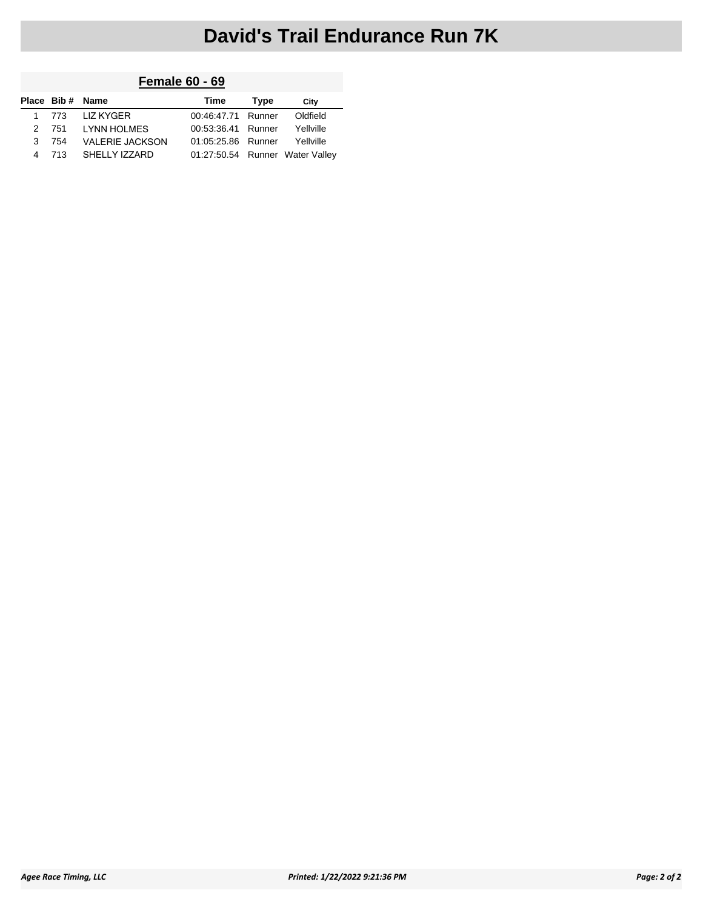# David's Trail Endurance Run 7K

## Female 60 - 69

| Place | Bib # | Name | Time | Type | City |
|---|---|---|---|---|---|
| 1 | 773 | LIZ KYGER | 00:46:47.71 | Runner | Oldfield |
| 2 | 751 | LYNN HOLMES | 00:53:36.41 | Runner | Yellville |
| 3 | 754 | VALERIE JACKSON | 01:05:25.86 | Runner | Yellville |
| 4 | 713 | SHELLY IZZARD | 01:27:50.54 | Runner | Water Valley |

*Agee Race Timing, LLC* *Printed: 1/22/2022 9:21:36 PM*